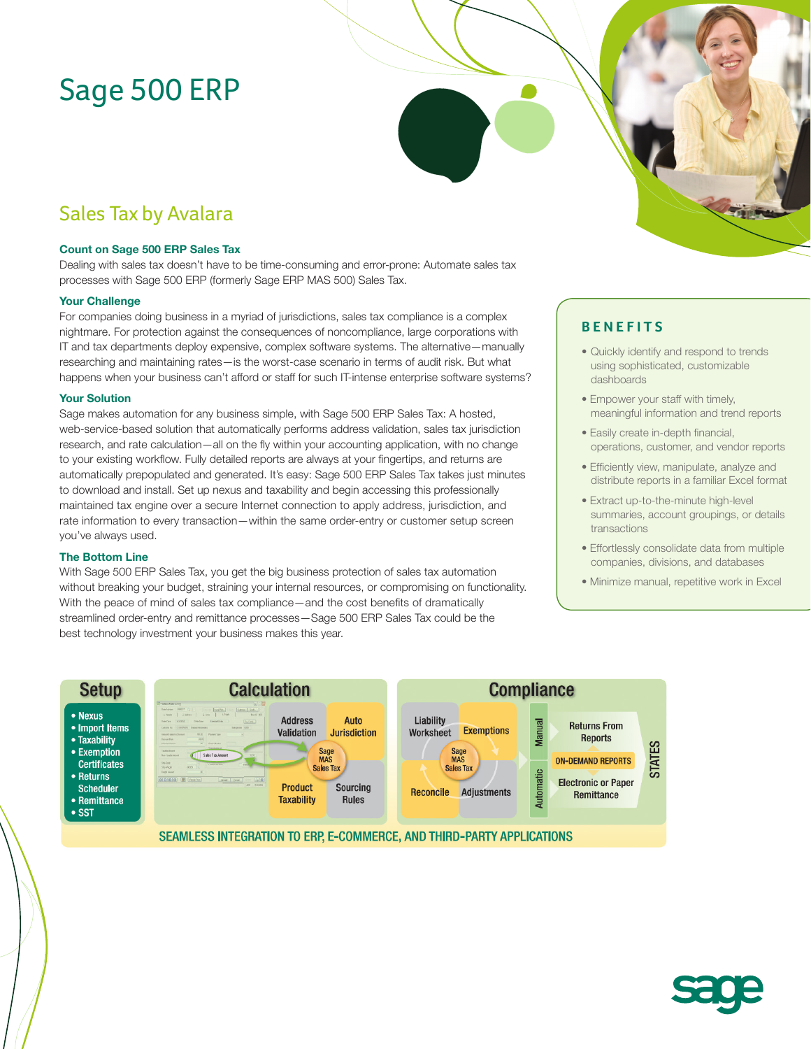# Sage 500 ERP

## Sales Tax by Avalara

### Count on Sage 500 ERP Sales Tax

Dealing with sales tax doesn't have to be time-consuming and error-prone: Automate sales tax processes with Sage 500 ERP (formerly Sage ERP MAS 500) Sales Tax.

### Your Challenge

For companies doing business in a myriad of jurisdictions, sales tax compliance is a complex nightmare. For protection against the consequences of noncompliance, large corporations with IT and tax departments deploy expensive, complex software systems. The alternative—manually researching and maintaining rates—is the worst-case scenario in terms of audit risk. But what happens when your business can't afford or staff for such IT-intense enterprise software systems?

### Your Solution

Sage makes automation for any business simple, with Sage 500 ERP Sales Tax: A hosted, web-service-based solution that automatically performs address validation, sales tax jurisdiction research, and rate calculation—all on the fly within your accounting application, with no change to your existing workflow. Fully detailed reports are always at your fingertips, and returns are automatically prepopulated and generated. It's easy: Sage 500 ERP Sales Tax takes just minutes to download and install. Set up nexus and taxability and begin accessing this professionally maintained tax engine over a secure Internet connection to apply address, jurisdiction, and rate information to every transaction—within the same order-entry or customer setup screen you've always used.

### The Bottom Line

With Sage 500 ERP Sales Tax, you get the big business protection of sales tax automation without breaking your budget, straining your internal resources, or compromising on functionality. With the peace of mind of sales tax compliance—and the cost benefits of dramatically streamlined order-entry and remittance processes—Sage 500 ERP Sales Tax could be the best technology investment your business makes this year.

## BENEFITS

- Quickly identify and respond to trends using sophisticated, customizable dashboards
- Empower your staff with timely, meaningful information and trend reports
- Easily create in-depth financial, operations, customer, and vendor reports
- Efficiently view, manipulate, analyze and distribute reports in a familiar Excel format
- Extract up-to-the-minute high-level summaries, account groupings, or details transactions
- Effortlessly consolidate data from multiple companies, divisions, and databases
- Minimize manual, repetitive work in Excel

**Setup**

- Nexus
- Import Items
- Taxability
- Exemption Certificates
- Returns Scheduler
- Remittance
- SST

**Calculation**

Address Validation · Auto Jurisdiction · Product Taxability · Sourcing Rules · Sage MAS Sales Tax

**Compliance**

Liability Worksheet · Exemptions · Reconcile · Adjustments · Sage MAS Sales Tax

Manual: Returns From Reports · ON-DEMAND REPORTS · Automatic: Electronic or Paper Remittance · STATES

SEAMLESS INTEGRATION TO ERP, E-COMMERCE, AND THIRD-PARTY APPLICATIONS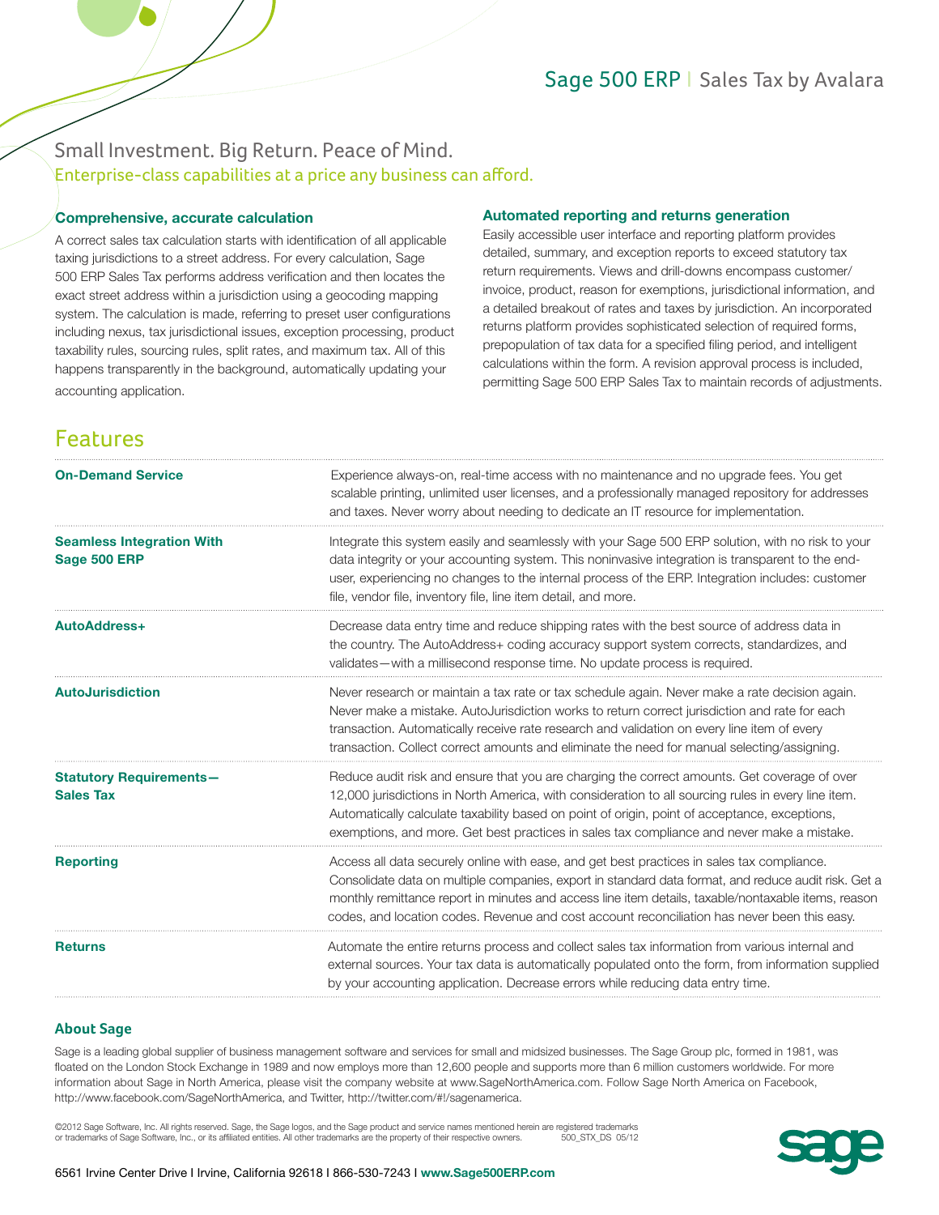# Sage 500 ERP | Sales Tax by Avalara

## Small Investment. Big Return. Peace of Mind.

Enterprise-class capabilities at a price any business can afford.

### Comprehensive, accurate calculation

A correct sales tax calculation starts with identification of all applicable taxing jurisdictions to a street address. For every calculation, Sage 500 ERP Sales Tax performs address verification and then locates the exact street address within a jurisdiction using a geocoding mapping system. The calculation is made, referring to preset user configurations including nexus, tax jurisdictional issues, exception processing, product taxability rules, sourcing rules, split rates, and maximum tax. All of this happens transparently in the background, automatically updating your accounting application.

### Automated reporting and returns generation

Easily accessible user interface and reporting platform provides detailed, summary, and exception reports to exceed statutory tax return requirements. Views and drill-downs encompass customer/invoice, product, reason for exemptions, jurisdictional information, and a detailed breakout of rates and taxes by jurisdiction. An incorporated returns platform provides sophisticated selection of required forms, prepopulation of tax data for a specified filing period, and intelligent calculations within the form. A revision approval process is included, permitting Sage 500 ERP Sales Tax to maintain records of adjustments.

## Features

| | |
|---|---|
| **On-Demand Service** | Experience always-on, real-time access with no maintenance and no upgrade fees. You get scalable printing, unlimited user licenses, and a professionally managed repository for addresses and taxes. Never worry about needing to dedicate an IT resource for implementation. |
| **Seamless Integration With Sage 500 ERP** | Integrate this system easily and seamlessly with your Sage 500 ERP solution, with no risk to your data integrity or your accounting system. This noninvasive integration is transparent to the end-user, experiencing no changes to the internal process of the ERP. Integration includes: customer file, vendor file, inventory file, line item detail, and more. |
| **AutoAddress+** | Decrease data entry time and reduce shipping rates with the best source of address data in the country. The AutoAddress+ coding accuracy support system corrects, standardizes, and validates—with a millisecond response time. No update process is required. |
| **AutoJurisdiction** | Never research or maintain a tax rate or tax schedule again. Never make a rate decision again. Never make a mistake. AutoJurisdiction works to return correct jurisdiction and rate for each transaction. Automatically receive rate research and validation on every line item of every transaction. Collect correct amounts and eliminate the need for manual selecting/assigning. |
| **Statutory Requirements—Sales Tax** | Reduce audit risk and ensure that you are charging the correct amounts. Get coverage of over 12,000 jurisdictions in North America, with consideration to all sourcing rules in every line item. Automatically calculate taxability based on point of origin, point of acceptance, exceptions, exemptions, and more. Get best practices in sales tax compliance and never make a mistake. |
| **Reporting** | Access all data securely online with ease, and get best practices in sales tax compliance. Consolidate data on multiple companies, export in standard data format, and reduce audit risk. Get a monthly remittance report in minutes and access line item details, taxable/nontaxable items, reason codes, and location codes. Revenue and cost account reconciliation has never been this easy. |
| **Returns** | Automate the entire returns process and collect sales tax information from various internal and external sources. Your tax data is automatically populated onto the form, from information supplied by your accounting application. Decrease errors while reducing data entry time. |

### About Sage

Sage is a leading global supplier of business management software and services for small and midsized businesses. The Sage Group plc, formed in 1981, was floated on the London Stock Exchange in 1989 and now employs more than 12,600 people and supports more than 6 million customers worldwide. For more information about Sage in North America, please visit the company website at www.SageNorthAmerica.com. Follow Sage North America on Facebook, http://www.facebook.com/SageNorthAmerica, and Twitter, http://twitter.com/#!/sagenamerica.

©2012 Sage Software, Inc. All rights reserved. Sage, the Sage logos, and the Sage product and service names mentioned herein are registered trademarks or trademarks of Sage Software, Inc., or its affiliated entities. All other trademarks are the property of their respective owners. 500_STX_DS 05/12

sage

6561 Irvine Center Drive I Irvine, California 92618 I 866-530-7243 I **www.Sage500ERP.com**